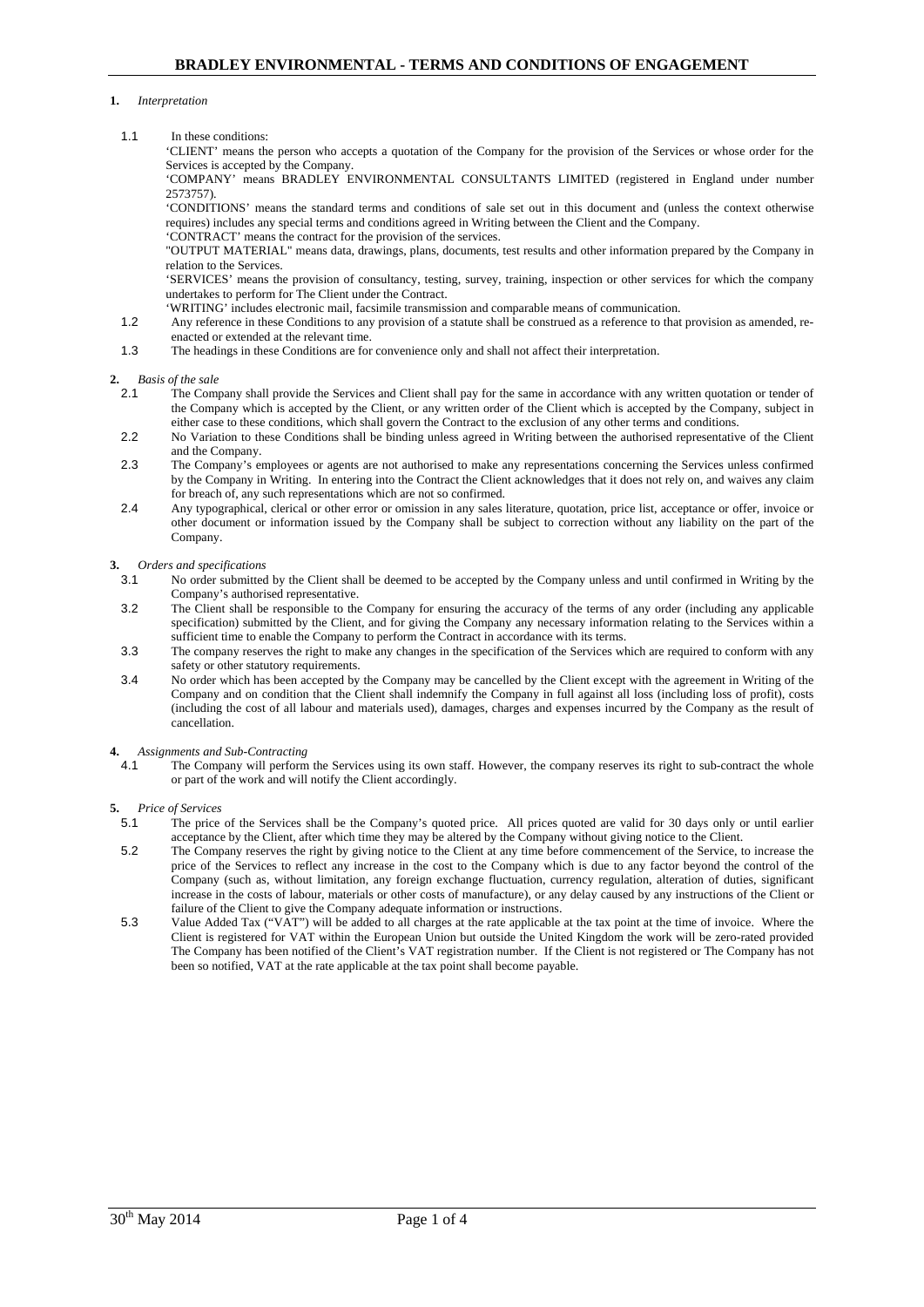# BRADLEY ENVIRONMENTAL - TERMS AND CONDITIONS OF ENGAGEMENT

**1.** *Interpretation*

1.1 In these conditions:

'CLIENT' means the person who accepts a quotation of the Company for the provision of the Services or whose order for the Services is accepted by the Company.

'COMPANY' means BRADLEY ENVIRONMENTAL CONSULTANTS LIMITED (registered in England under number 2573757).

'CONDITIONS' means the standard terms and conditions of sale set out in this document and (unless the context otherwise requires) includes any special terms and conditions agreed in Writing between the Client and the Company.

'CONTRACT' means the contract for the provision of the services.

"OUTPUT MATERIAL" means data, drawings, plans, documents, test results and other information prepared by the Company in relation to the Services.

'SERVICES' means the provision of consultancy, testing, survey, training, inspection or other services for which the company undertakes to perform for The Client under the Contract.

'WRITING' includes electronic mail, facsimile transmission and comparable means of communication.

1.2 Any reference in these Conditions to any provision of a statute shall be construed as a reference to that provision as amended, re-enacted or extended at the relevant time.

1.3 The headings in these Conditions are for convenience only and shall not affect their interpretation.

**2.** *Basis of the sale*

2.1 The Company shall provide the Services and Client shall pay for the same in accordance with any written quotation or tender of the Company which is accepted by the Client, or any written order of the Client which is accepted by the Company, subject in either case to these conditions, which shall govern the Contract to the exclusion of any other terms and conditions.

2.2 No Variation to these Conditions shall be binding unless agreed in Writing between the authorised representative of the Client and the Company.

2.3 The Company's employees or agents are not authorised to make any representations concerning the Services unless confirmed by the Company in Writing. In entering into the Contract the Client acknowledges that it does not rely on, and waives any claim for breach of, any such representations which are not so confirmed.

2.4 Any typographical, clerical or other error or omission in any sales literature, quotation, price list, acceptance or offer, invoice or other document or information issued by the Company shall be subject to correction without any liability on the part of the Company.

**3.** *Orders and specifications*

3.1 No order submitted by the Client shall be deemed to be accepted by the Company unless and until confirmed in Writing by the Company's authorised representative.

3.2 The Client shall be responsible to the Company for ensuring the accuracy of the terms of any order (including any applicable specification) submitted by the Client, and for giving the Company any necessary information relating to the Services within a sufficient time to enable the Company to perform the Contract in accordance with its terms.

3.3 The company reserves the right to make any changes in the specification of the Services which are required to conform with any safety or other statutory requirements.

3.4 No order which has been accepted by the Company may be cancelled by the Client except with the agreement in Writing of the Company and on condition that the Client shall indemnify the Company in full against all loss (including loss of profit), costs (including the cost of all labour and materials used), damages, charges and expenses incurred by the Company as the result of cancellation.

**4.** *Assignments and Sub-Contracting*

4.1 The Company will perform the Services using its own staff. However, the company reserves its right to sub-contract the whole or part of the work and will notify the Client accordingly.

**5.** *Price of Services*

5.1 The price of the Services shall be the Company's quoted price. All prices quoted are valid for 30 days only or until earlier acceptance by the Client, after which time they may be altered by the Company without giving notice to the Client.

5.2 The Company reserves the right by giving notice to the Client at any time before commencement of the Service, to increase the price of the Services to reflect any increase in the cost to the Company which is due to any factor beyond the control of the Company (such as, without limitation, any foreign exchange fluctuation, currency regulation, alteration of duties, significant increase in the costs of labour, materials or other costs of manufacture), or any delay caused by any instructions of the Client or failure of the Client to give the Company adequate information or instructions.

5.3 Value Added Tax ("VAT") will be added to all charges at the rate applicable at the tax point at the time of invoice. Where the Client is registered for VAT within the European Union but outside the United Kingdom the work will be zero-rated provided The Company has been notified of the Client's VAT registration number. If the Client is not registered or The Company has not been so notified, VAT at the rate applicable at the tax point shall become payable.

30th May 2014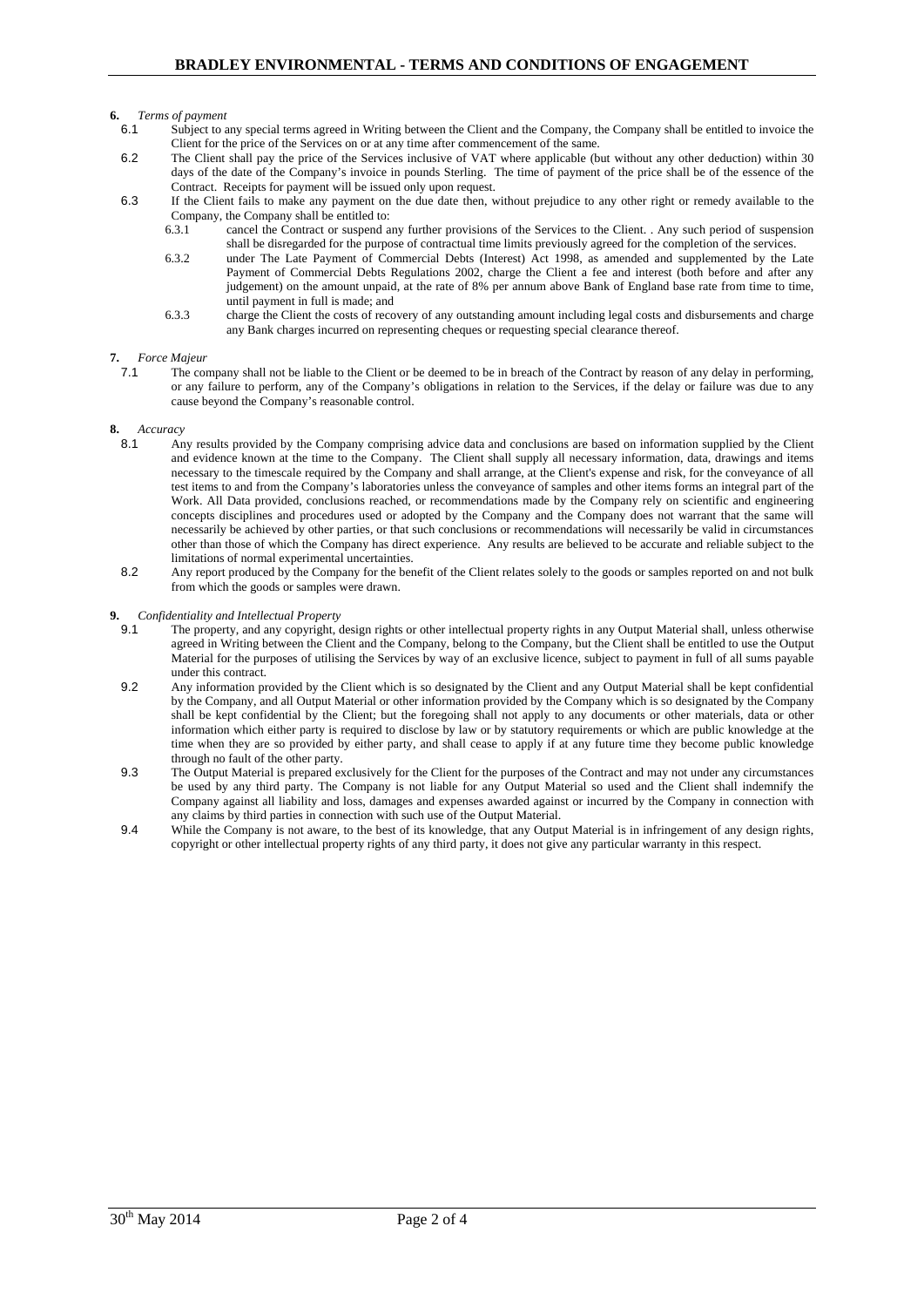**6.** *Terms of payment*

6.1 Subject to any special terms agreed in Writing between the Client and the Company, the Company shall be entitled to invoice the Client for the price of the Services on or at any time after commencement of the same.

6.2 The Client shall pay the price of the Services inclusive of VAT where applicable (but without any other deduction) within 30 days of the date of the Company's invoice in pounds Sterling. The time of payment of the price shall be of the essence of the Contract. Receipts for payment will be issued only upon request.

6.3 If the Client fails to make any payment on the due date then, without prejudice to any other right or remedy available to the Company, the Company shall be entitled to:

6.3.1 cancel the Contract or suspend any further provisions of the Services to the Client. . Any such period of suspension shall be disregarded for the purpose of contractual time limits previously agreed for the completion of the services.

6.3.2 under The Late Payment of Commercial Debts (Interest) Act 1998, as amended and supplemented by the Late Payment of Commercial Debts Regulations 2002, charge the Client a fee and interest (both before and after any judgement) on the amount unpaid, at the rate of 8% per annum above Bank of England base rate from time to time, until payment in full is made; and

6.3.3 charge the Client the costs of recovery of any outstanding amount including legal costs and disbursements and charge any Bank charges incurred on representing cheques or requesting special clearance thereof.

**7.** *Force Majeur*

7.1 The company shall not be liable to the Client or be deemed to be in breach of the Contract by reason of any delay in performing, or any failure to perform, any of the Company's obligations in relation to the Services, if the delay or failure was due to any cause beyond the Company's reasonable control.

**8.** *Accuracy*

8.1 Any results provided by the Company comprising advice data and conclusions are based on information supplied by the Client and evidence known at the time to the Company. The Client shall supply all necessary information, data, drawings and items necessary to the timescale required by the Company and shall arrange, at the Client's expense and risk, for the conveyance of all test items to and from the Company's laboratories unless the conveyance of samples and other items forms an integral part of the Work. All Data provided, conclusions reached, or recommendations made by the Company rely on scientific and engineering concepts disciplines and procedures used or adopted by the Company and the Company does not warrant that the same will necessarily be achieved by other parties, or that such conclusions or recommendations will necessarily be valid in circumstances other than those of which the Company has direct experience. Any results are believed to be accurate and reliable subject to the limitations of normal experimental uncertainties.

8.2 Any report produced by the Company for the benefit of the Client relates solely to the goods or samples reported on and not bulk from which the goods or samples were drawn.

**9.** *Confidentiality and Intellectual Property*

9.1 The property, and any copyright, design rights or other intellectual property rights in any Output Material shall, unless otherwise agreed in Writing between the Client and the Company, belong to the Company, but the Client shall be entitled to use the Output Material for the purposes of utilising the Services by way of an exclusive licence, subject to payment in full of all sums payable under this contract.

9.2 Any information provided by the Client which is so designated by the Client and any Output Material shall be kept confidential by the Company, and all Output Material or other information provided by the Company which is so designated by the Company shall be kept confidential by the Client; but the foregoing shall not apply to any documents or other materials, data or other information which either party is required to disclose by law or by statutory requirements or which are public knowledge at the time when they are so provided by either party, and shall cease to apply if at any future time they become public knowledge through no fault of the other party.

9.3 The Output Material is prepared exclusively for the Client for the purposes of the Contract and may not under any circumstances be used by any third party. The Company is not liable for any Output Material so used and the Client shall indemnify the Company against all liability and loss, damages and expenses awarded against or incurred by the Company in connection with any claims by third parties in connection with such use of the Output Material.

9.4 While the Company is not aware, to the best of its knowledge, that any Output Material is in infringement of any design rights, copyright or other intellectual property rights of any third party, it does not give any particular warranty in this respect.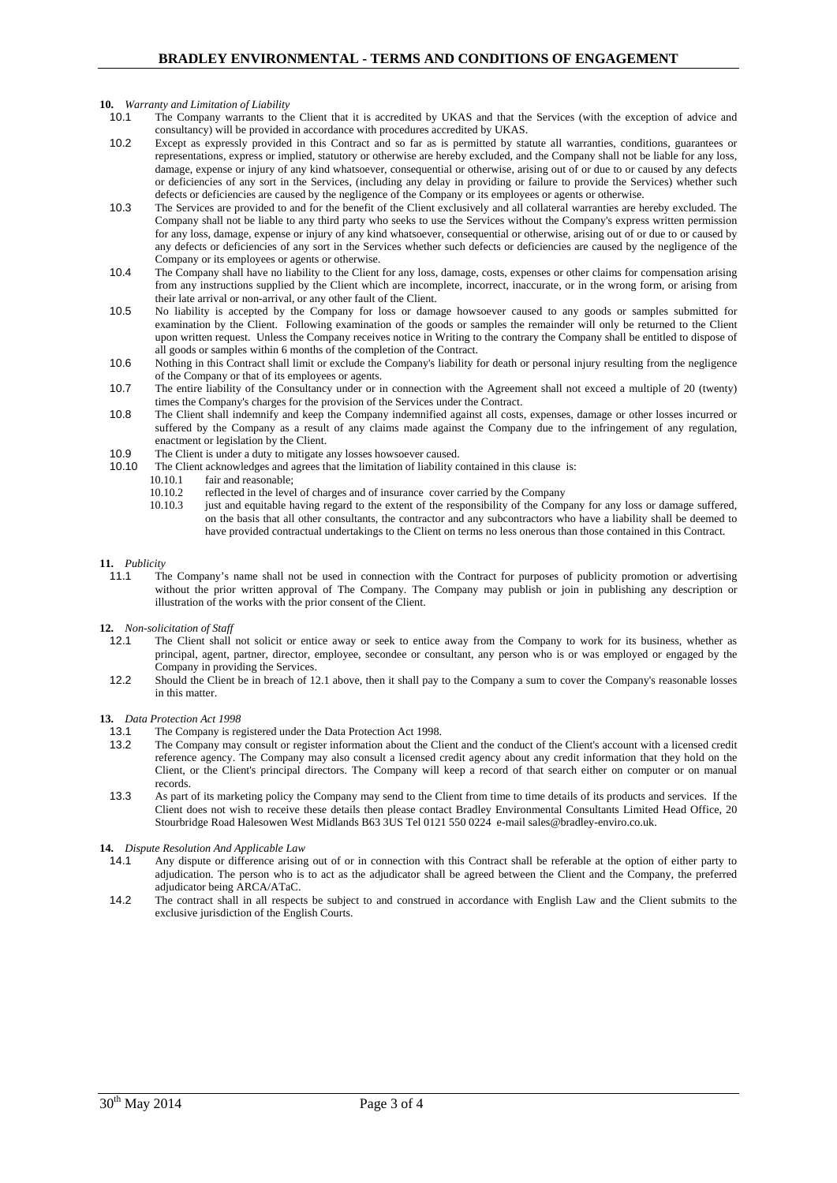**10.** *Warranty and Limitation of Liability*

10.1 The Company warrants to the Client that it is accredited by UKAS and that the Services (with the exception of advice and consultancy) will be provided in accordance with procedures accredited by UKAS.

10.2 Except as expressly provided in this Contract and so far as is permitted by statute all warranties, conditions, guarantees or representations, express or implied, statutory or otherwise are hereby excluded, and the Company shall not be liable for any loss, damage, expense or injury of any kind whatsoever, consequential or otherwise, arising out of or due to or caused by any defects or deficiencies of any sort in the Services, (including any delay in providing or failure to provide the Services) whether such defects or deficiencies are caused by the negligence of the Company or its employees or agents or otherwise.

10.3 The Services are provided to and for the benefit of the Client exclusively and all collateral warranties are hereby excluded. The Company shall not be liable to any third party who seeks to use the Services without the Company's express written permission for any loss, damage, expense or injury of any kind whatsoever, consequential or otherwise, arising out of or due to or caused by any defects or deficiencies of any sort in the Services whether such defects or deficiencies are caused by the negligence of the Company or its employees or agents or otherwise.

10.4 The Company shall have no liability to the Client for any loss, damage, costs, expenses or other claims for compensation arising from any instructions supplied by the Client which are incomplete, incorrect, inaccurate, or in the wrong form, or arising from their late arrival or non-arrival, or any other fault of the Client.

10.5 No liability is accepted by the Company for loss or damage howsoever caused to any goods or samples submitted for examination by the Client. Following examination of the goods or samples the remainder will only be returned to the Client upon written request. Unless the Company receives notice in Writing to the contrary the Company shall be entitled to dispose of all goods or samples within 6 months of the completion of the Contract.

10.6 Nothing in this Contract shall limit or exclude the Company's liability for death or personal injury resulting from the negligence of the Company or that of its employees or agents.

10.7 The entire liability of the Consultancy under or in connection with the Agreement shall not exceed a multiple of 20 (twenty) times the Company's charges for the provision of the Services under the Contract.

10.8 The Client shall indemnify and keep the Company indemnified against all costs, expenses, damage or other losses incurred or suffered by the Company as a result of any claims made against the Company due to the infringement of any regulation, enactment or legislation by the Client.

10.9 The Client is under a duty to mitigate any losses howsoever caused.

10.10 The Client acknowledges and agrees that the limitation of liability contained in this clause is:

- 10.10.1 fair and reasonable;
- 10.10.2 reflected in the level of charges and of insurance cover carried by the Company
- 10.10.3 just and equitable having regard to the extent of the responsibility of the Company for any loss or damage suffered, on the basis that all other consultants, the contractor and any subcontractors who have a liability shall be deemed to have provided contractual undertakings to the Client on terms no less onerous than those contained in this Contract.

**11.** *Publicity*

11.1 The Company's name shall not be used in connection with the Contract for purposes of publicity promotion or advertising without the prior written approval of The Company. The Company may publish or join in publishing any description or illustration of the works with the prior consent of the Client.

**12.** *Non-solicitation of Staff*

12.1 The Client shall not solicit or entice away or seek to entice away from the Company to work for its business, whether as principal, agent, partner, director, employee, secondee or consultant, any person who is or was employed or engaged by the Company in providing the Services.

12.2 Should the Client be in breach of 12.1 above, then it shall pay to the Company a sum to cover the Company's reasonable losses in this matter.

**13.** *Data Protection Act 1998*

13.1 The Company is registered under the Data Protection Act 1998.

13.2 The Company may consult or register information about the Client and the conduct of the Client's account with a licensed credit reference agency. The Company may also consult a licensed credit agency about any credit information that they hold on the Client, or the Client's principal directors. The Company will keep a record of that search either on computer or on manual records.

13.3 As part of its marketing policy the Company may send to the Client from time to time details of its products and services. If the Client does not wish to receive these details then please contact Bradley Environmental Consultants Limited Head Office, 20 Stourbridge Road Halesowen West Midlands B63 3US Tel 0121 550 0224 e-mail sales@bradley-enviro.co.uk.

**14.** *Dispute Resolution And Applicable Law*

14.1 Any dispute or difference arising out of or in connection with this Contract shall be referable at the option of either party to adjudication. The person who is to act as the adjudicator shall be agreed between the Client and the Company, the preferred adjudicator being ARCA/ATaC.

14.2 The contract shall in all respects be subject to and construed in accordance with English Law and the Client submits to the exclusive jurisdiction of the English Courts.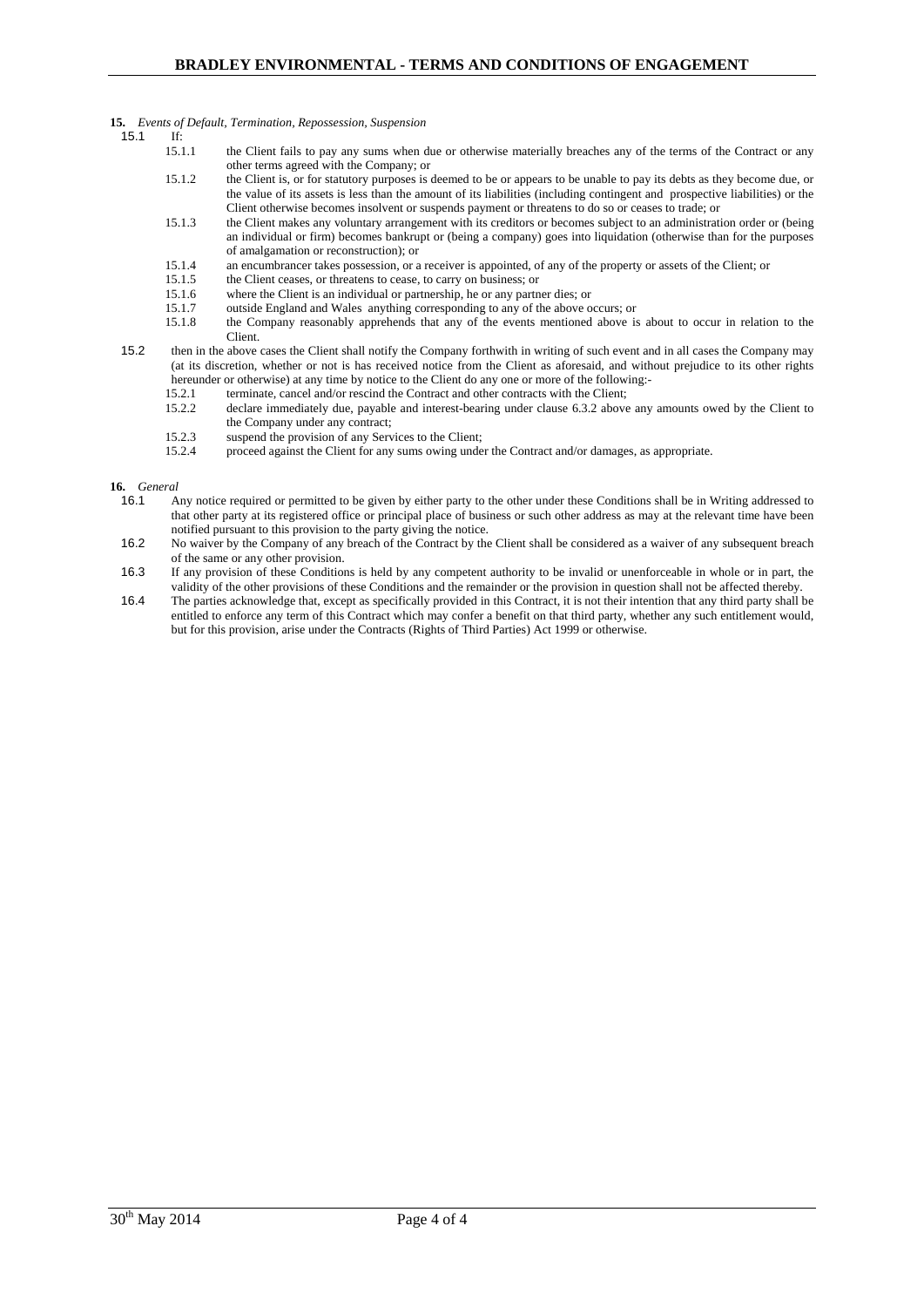**15.** *Events of Default, Termination, Repossession, Suspension*

15.1 If:

- 15.1.1 the Client fails to pay any sums when due or otherwise materially breaches any of the terms of the Contract or any other terms agreed with the Company; or
- 15.1.2 the Client is, or for statutory purposes is deemed to be or appears to be unable to pay its debts as they become due, or the value of its assets is less than the amount of its liabilities (including contingent and prospective liabilities) or the Client otherwise becomes insolvent or suspends payment or threatens to do so or ceases to trade; or
- 15.1.3 the Client makes any voluntary arrangement with its creditors or becomes subject to an administration order or (being an individual or firm) becomes bankrupt or (being a company) goes into liquidation (otherwise than for the purposes of amalgamation or reconstruction); or
- 15.1.4 an encumbrancer takes possession, or a receiver is appointed, of any of the property or assets of the Client; or
- 15.1.5 the Client ceases, or threatens to cease, to carry on business; or
- 15.1.6 where the Client is an individual or partnership, he or any partner dies; or
- 15.1.7 outside England and Wales anything corresponding to any of the above occurs; or
- 15.1.8 the Company reasonably apprehends that any of the events mentioned above is about to occur in relation to the Client.

15.2 then in the above cases the Client shall notify the Company forthwith in writing of such event and in all cases the Company may (at its discretion, whether or not is has received notice from the Client as aforesaid, and without prejudice to its other rights hereunder or otherwise) at any time by notice to the Client do any one or more of the following:-

- 15.2.1 terminate, cancel and/or rescind the Contract and other contracts with the Client;
- 15.2.2 declare immediately due, payable and interest-bearing under clause 6.3.2 above any amounts owed by the Client to the Company under any contract;
- 15.2.3 suspend the provision of any Services to the Client;
- 15.2.4 proceed against the Client for any sums owing under the Contract and/or damages, as appropriate.

**16.** *General*

16.1 Any notice required or permitted to be given by either party to the other under these Conditions shall be in Writing addressed to that other party at its registered office or principal place of business or such other address as may at the relevant time have been notified pursuant to this provision to the party giving the notice.

16.2 No waiver by the Company of any breach of the Contract by the Client shall be considered as a waiver of any subsequent breach of the same or any other provision.

16.3 If any provision of these Conditions is held by any competent authority to be invalid or unenforceable in whole or in part, the validity of the other provisions of these Conditions and the remainder or the provision in question shall not be affected thereby.

16.4 The parties acknowledge that, except as specifically provided in this Contract, it is not their intention that any third party shall be entitled to enforce any term of this Contract which may confer a benefit on that third party, whether any such entitlement would, but for this provision, arise under the Contracts (Rights of Third Parties) Act 1999 or otherwise.